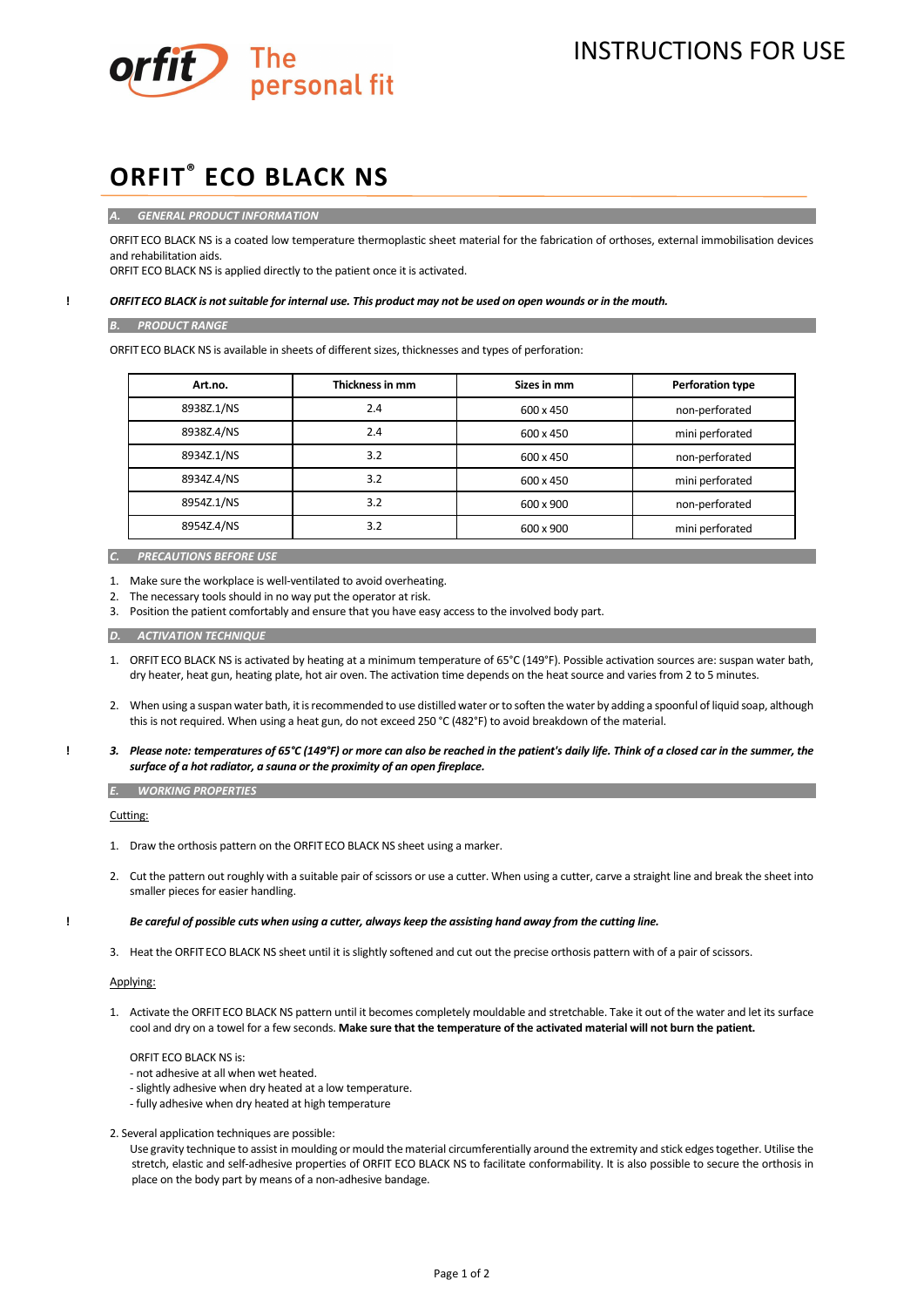INSTRUCTIONS FOR USE

# ORFIT® ECO BLACK NS

## *A. GENERAL PRODUCT INFORMATION*

ORFIT ECO BLACK NS is a coated low temperature thermoplastic sheet material for the fabrication of orthoses, external immobilisation devices and rehabilitation aids.
ORFIT ECO BLACK NS is applied directly to the patient once it is activated.

! ***ORFIT ECO BLACK is not suitable for internal use. This product may not be used on open wounds or in the mouth.***

## *B. PRODUCT RANGE*

ORFIT ECO BLACK NS is available in sheets of different sizes, thicknesses and types of perforation:

| Art.no. | Thickness in mm | Sizes in mm | Perforation type |
|---|---|---|---|
| 8938Z.1/NS | 2.4 | 600 x 450 | non-perforated |
| 8938Z.4/NS | 2.4 | 600 x 450 | mini perforated |
| 8934Z.1/NS | 3.2 | 600 x 450 | non-perforated |
| 8934Z.4/NS | 3.2 | 600 x 450 | mini perforated |
| 8954Z.1/NS | 3.2 | 600 x 900 | non-perforated |
| 8954Z.4/NS | 3.2 | 600 x 900 | mini perforated |

## *C. PRECAUTIONS BEFORE USE*

1. Make sure the workplace is well-ventilated to avoid overheating.
2. The necessary tools should in no way put the operator at risk.
3. Position the patient comfortably and ensure that you have easy access to the involved body part.

## *D. ACTIVATION TECHNIQUE*

1. ORFIT ECO BLACK NS is activated by heating at a minimum temperature of 65°C (149°F). Possible activation sources are: suspan water bath, dry heater, heat gun, heating plate, hot air oven. The activation time depends on the heat source and varies from 2 to 5 minutes.

2. When using a suspan water bath, it is recommended to use distilled water or to soften the water by adding a spoonful of liquid soap, although this is not required. When using a heat gun, do not exceed 250 °C (482°F) to avoid breakdown of the material.

! ***3. Please note: temperatures of 65°C (149°F) or more can also be reached in the patient's daily life. Think of a closed car in the summer, the surface of a hot radiator, a sauna or the proximity of an open fireplace.***

## *E. WORKING PROPERTIES*

Cutting:

1. Draw the orthosis pattern on the ORFIT ECO BLACK NS sheet using a marker.

2. Cut the pattern out roughly with a suitable pair of scissors or use a cutter. When using a cutter, carve a straight line and break the sheet into smaller pieces for easier handling.

! ***Be careful of possible cuts when using a cutter, always keep the assisting hand away from the cutting line.***

3. Heat the ORFIT ECO BLACK NS sheet until it is slightly softened and cut out the precise orthosis pattern with of a pair of scissors.

Applying:

1. Activate the ORFIT ECO BLACK NS pattern until it becomes completely mouldable and stretchable. Take it out of the water and let its surface cool and dry on a towel for a few seconds. **Make sure that the temperature of the activated material will not burn the patient.**

   ORFIT ECO BLACK NS is:
   - not adhesive at all when wet heated.
   - slightly adhesive when dry heated at a low temperature.
   - fully adhesive when dry heated at high temperature

2. Several application techniques are possible:
   Use gravity technique to assist in moulding or mould the material circumferentially around the extremity and stick edges together. Utilise the stretch, elastic and self-adhesive properties of ORFIT ECO BLACK NS to facilitate conformability. It is also possible to secure the orthosis in place on the body part by means of a non-adhesive bandage.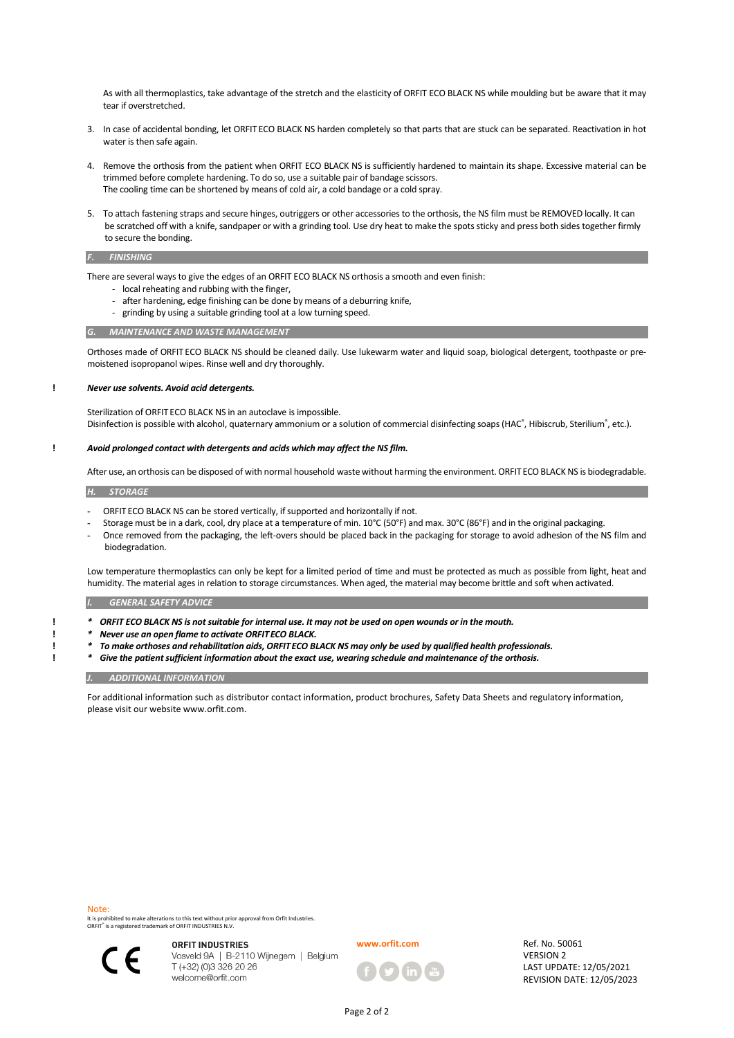As with all thermoplastics, take advantage of the stretch and the elasticity of ORFIT ECO BLACK NS while moulding but be aware that it may tear if overstretched.

3. In case of accidental bonding, let ORFIT ECO BLACK NS harden completely so that parts that are stuck can be separated. Reactivation in hot water is then safe again.

4. Remove the orthosis from the patient when ORFIT ECO BLACK NS is sufficiently hardened to maintain its shape. Excessive material can be trimmed before complete hardening. To do so, use a suitable pair of bandage scissors.
   The cooling time can be shortened by means of cold air, a cold bandage or a cold spray.

5. To attach fastening straps and secure hinges, outriggers or other accessories to the orthosis, the NS film must be REMOVED locally. It can be scratched off with a knife, sandpaper or with a grinding tool. Use dry heat to make the spots sticky and press both sides together firmly to secure the bonding.

## *F. FINISHING*

There are several ways to give the edges of an ORFIT ECO BLACK NS orthosis a smooth and even finish:

- local reheating and rubbing with the finger,
- after hardening, edge finishing can be done by means of a deburring knife,
- grinding by using a suitable grinding tool at a low turning speed.

## *G. MAINTENANCE AND WASTE MANAGEMENT*

Orthoses made of ORFIT ECO BLACK NS should be cleaned daily. Use lukewarm water and liquid soap, biological detergent, toothpaste or pre-moistened isopropanol wipes. Rinse well and dry thoroughly.

**!** ***Never use solvents. Avoid acid detergents.***

Sterilization of ORFIT ECO BLACK NS in an autoclave is impossible.
Disinfection is possible with alcohol, quaternary ammonium or a solution of commercial disinfecting soaps (HAC®, Hibiscrub, Sterilium®, etc.).

**!** ***Avoid prolonged contact with detergents and acids which may affect the NS film.***

After use, an orthosis can be disposed of with normal household waste without harming the environment. ORFIT ECO BLACK NS is biodegradable.

## *H. STORAGE*

- ORFIT ECO BLACK NS can be stored vertically, if supported and horizontally if not.
- Storage must be in a dark, cool, dry place at a temperature of min. 10°C (50°F) and max. 30°C (86°F) and in the original packaging.
- Once removed from the packaging, the left-overs should be placed back in the packaging for storage to avoid adhesion of the NS film and biodegradation.

Low temperature thermoplastics can only be kept for a limited period of time and must be protected as much as possible from light, heat and humidity. The material ages in relation to storage circumstances. When aged, the material may become brittle and soft when activated.

## *I. GENERAL SAFETY ADVICE*

**!** ***\* ORFIT ECO BLACK NS is not suitable for internal use. It may not be used on open wounds or in the mouth.***
**!** ***\* Never use an open flame to activate ORFIT ECO BLACK.***
**!** ***\* To make orthoses and rehabilitation aids, ORFIT ECO BLACK NS may only be used by qualified health professionals.***
**!** ***\* Give the patient sufficient information about the exact use, wearing schedule and maintenance of the orthosis.***

## *J. ADDITIONAL INFORMATION*

For additional information such as distributor contact information, product brochures, Safety Data Sheets and regulatory information, please visit our website www.orfit.com.

Note:
It is prohibited to make alterations to this text without prior approval from Orfit Industries.
ORFIT® is a registered trademark of ORFIT INDUSTRIES N.V.

CE

**ORFIT INDUSTRIES**
Vosveld 9A | B-2110 Wijnegem | Belgium
T (+32) (0)3 326 20 26
welcome@orfit.com

**www.orfit.com**

Ref. No. 50061
VERSION 2
LAST UPDATE: 12/05/2021
REVISION DATE: 12/05/2023